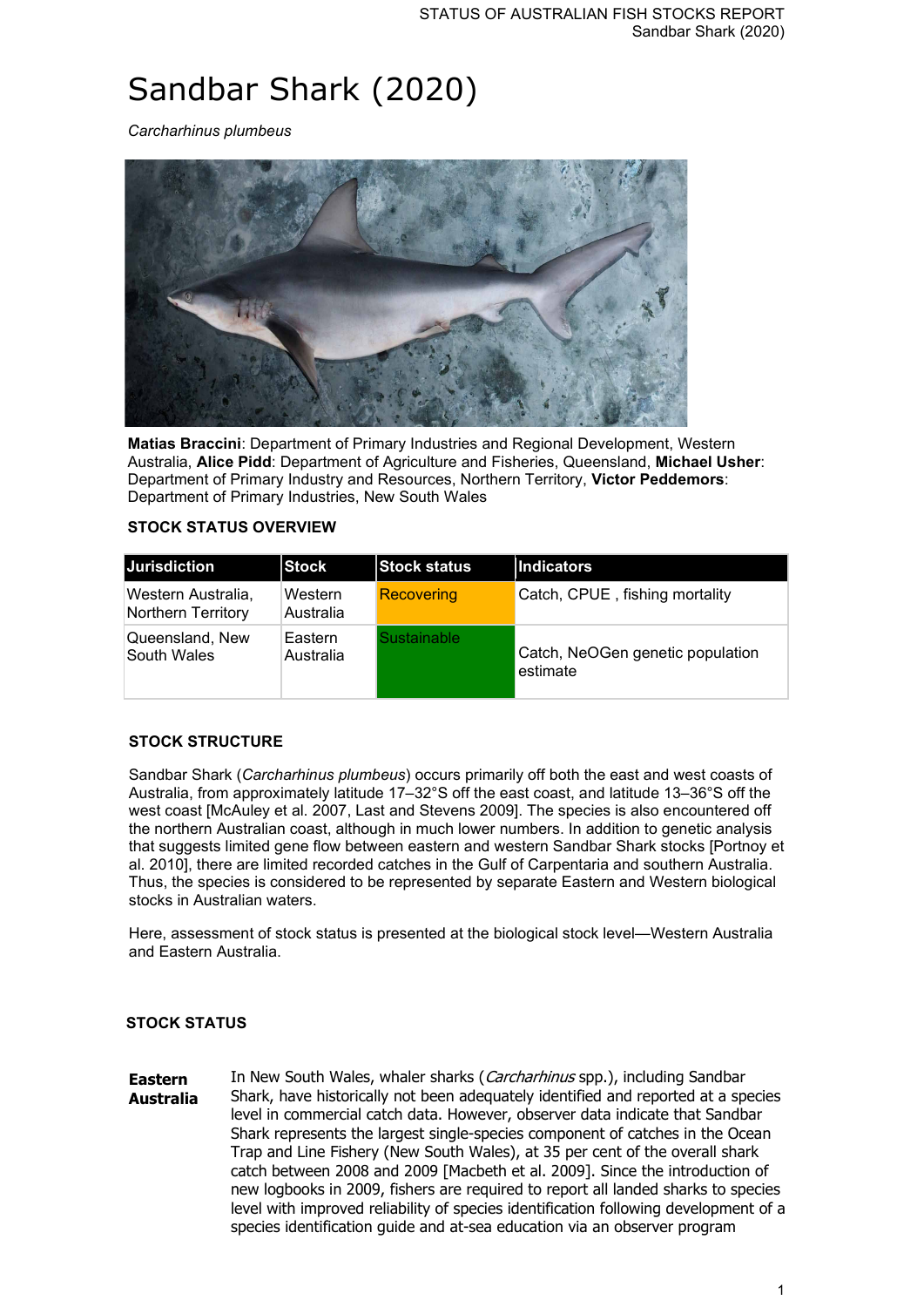# Sandbar Shark (2020)

*Carcharhinus plumbeus*

**Matias Braccini**: Department of Primary Industries and Regional Development, Western Australia, **Alice Pidd**: Department of Agriculture and Fisheries, Queensland, **Michael Usher**: Department of Primary Industry and Resources, Northern Territory, **Victor Peddemors**: Department of Primary Industries, New South Wales

## STOCK STATUS OVERVIEW

| Jurisdiction | Stock | Stock status | Indicators |
|---|---|---|---|
| Western Australia, Northern Territory | Western Australia | Recovering | Catch, CPUE , fishing mortality |
| Queensland, New South Wales | Eastern Australia | Sustainable | Catch, NeOGen genetic population estimate |

## STOCK STRUCTURE

Sandbar Shark (*Carcharhinus plumbeus*) occurs primarily off both the east and west coasts of Australia, from approximately latitude 17–32°S off the east coast, and latitude 13–36°S off the west coast [McAuley et al. 2007, Last and Stevens 2009]. The species is also encountered off the northern Australian coast, although in much lower numbers. In addition to genetic analysis that suggests limited gene flow between eastern and western Sandbar Shark stocks [Portnoy et al. 2010], there are limited recorded catches in the Gulf of Carpentaria and southern Australia. Thus, the species is considered to be represented by separate Eastern and Western biological stocks in Australian waters.

Here, assessment of stock status is presented at the biological stock level—Western Australia and Eastern Australia.

## STOCK STATUS

**Eastern Australia**

In New South Wales, whaler sharks (*Carcharhinus* spp.), including Sandbar Shark, have historically not been adequately identified and reported at a species level in commercial catch data. However, observer data indicate that Sandbar Shark represents the largest single-species component of catches in the Ocean Trap and Line Fishery (New South Wales), at 35 per cent of the overall shark catch between 2008 and 2009 [Macbeth et al. 2009]. Since the introduction of new logbooks in 2009, fishers are required to report all landed sharks to species level with improved reliability of species identification following development of a species identification guide and at-sea education via an observer program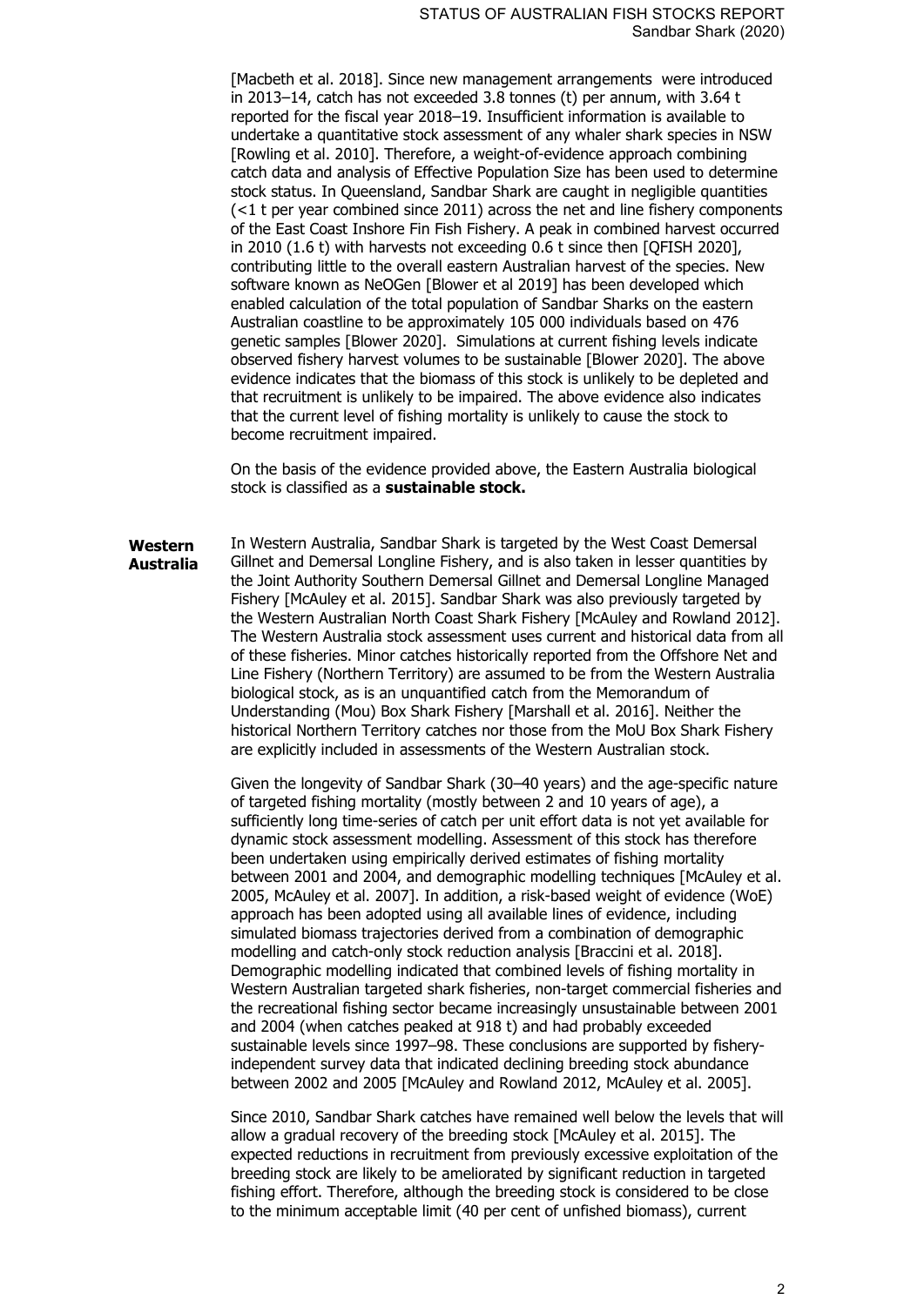[Macbeth et al. 2018]. Since new management arrangements were introduced in 2013–14, catch has not exceeded 3.8 tonnes (t) per annum, with 3.64 t reported for the fiscal year 2018–19. Insufficient information is available to undertake a quantitative stock assessment of any whaler shark species in NSW [Rowling et al. 2010]. Therefore, a weight-of-evidence approach combining catch data and analysis of Effective Population Size has been used to determine stock status. In Queensland, Sandbar Shark are caught in negligible quantities (<1 t per year combined since 2011) across the net and line fishery components of the East Coast Inshore Fin Fish Fishery. A peak in combined harvest occurred in 2010 (1.6 t) with harvests not exceeding 0.6 t since then [QFISH 2020], contributing little to the overall eastern Australian harvest of the species. New software known as NeOGen [Blower et al 2019] has been developed which enabled calculation of the total population of Sandbar Sharks on the eastern Australian coastline to be approximately 105 000 individuals based on 476 genetic samples [Blower 2020]. Simulations at current fishing levels indicate observed fishery harvest volumes to be sustainable [Blower 2020]. The above evidence indicates that the biomass of this stock is unlikely to be depleted and that recruitment is unlikely to be impaired. The above evidence also indicates that the current level of fishing mortality is unlikely to cause the stock to become recruitment impaired.

On the basis of the evidence provided above, the Eastern Australia biological stock is classified as a **sustainable stock.**

**Western Australia**

In Western Australia, Sandbar Shark is targeted by the West Coast Demersal Gillnet and Demersal Longline Fishery, and is also taken in lesser quantities by the Joint Authority Southern Demersal Gillnet and Demersal Longline Managed Fishery [McAuley et al. 2015]. Sandbar Shark was also previously targeted by the Western Australian North Coast Shark Fishery [McAuley and Rowland 2012]. The Western Australia stock assessment uses current and historical data from all of these fisheries. Minor catches historically reported from the Offshore Net and Line Fishery (Northern Territory) are assumed to be from the Western Australia biological stock, as is an unquantified catch from the Memorandum of Understanding (Mou) Box Shark Fishery [Marshall et al. 2016]. Neither the historical Northern Territory catches nor those from the MoU Box Shark Fishery are explicitly included in assessments of the Western Australian stock.

Given the longevity of Sandbar Shark (30–40 years) and the age-specific nature of targeted fishing mortality (mostly between 2 and 10 years of age), a sufficiently long time-series of catch per unit effort data is not yet available for dynamic stock assessment modelling. Assessment of this stock has therefore been undertaken using empirically derived estimates of fishing mortality between 2001 and 2004, and demographic modelling techniques [McAuley et al. 2005, McAuley et al. 2007]. In addition, a risk-based weight of evidence (WoE) approach has been adopted using all available lines of evidence, including simulated biomass trajectories derived from a combination of demographic modelling and catch-only stock reduction analysis [Braccini et al. 2018]. Demographic modelling indicated that combined levels of fishing mortality in Western Australian targeted shark fisheries, non-target commercial fisheries and the recreational fishing sector became increasingly unsustainable between 2001 and 2004 (when catches peaked at 918 t) and had probably exceeded sustainable levels since 1997–98. These conclusions are supported by fishery-independent survey data that indicated declining breeding stock abundance between 2002 and 2005 [McAuley and Rowland 2012, McAuley et al. 2005].

Since 2010, Sandbar Shark catches have remained well below the levels that will allow a gradual recovery of the breeding stock [McAuley et al. 2015]. The expected reductions in recruitment from previously excessive exploitation of the breeding stock are likely to be ameliorated by significant reduction in targeted fishing effort. Therefore, although the breeding stock is considered to be close to the minimum acceptable limit (40 per cent of unfished biomass), current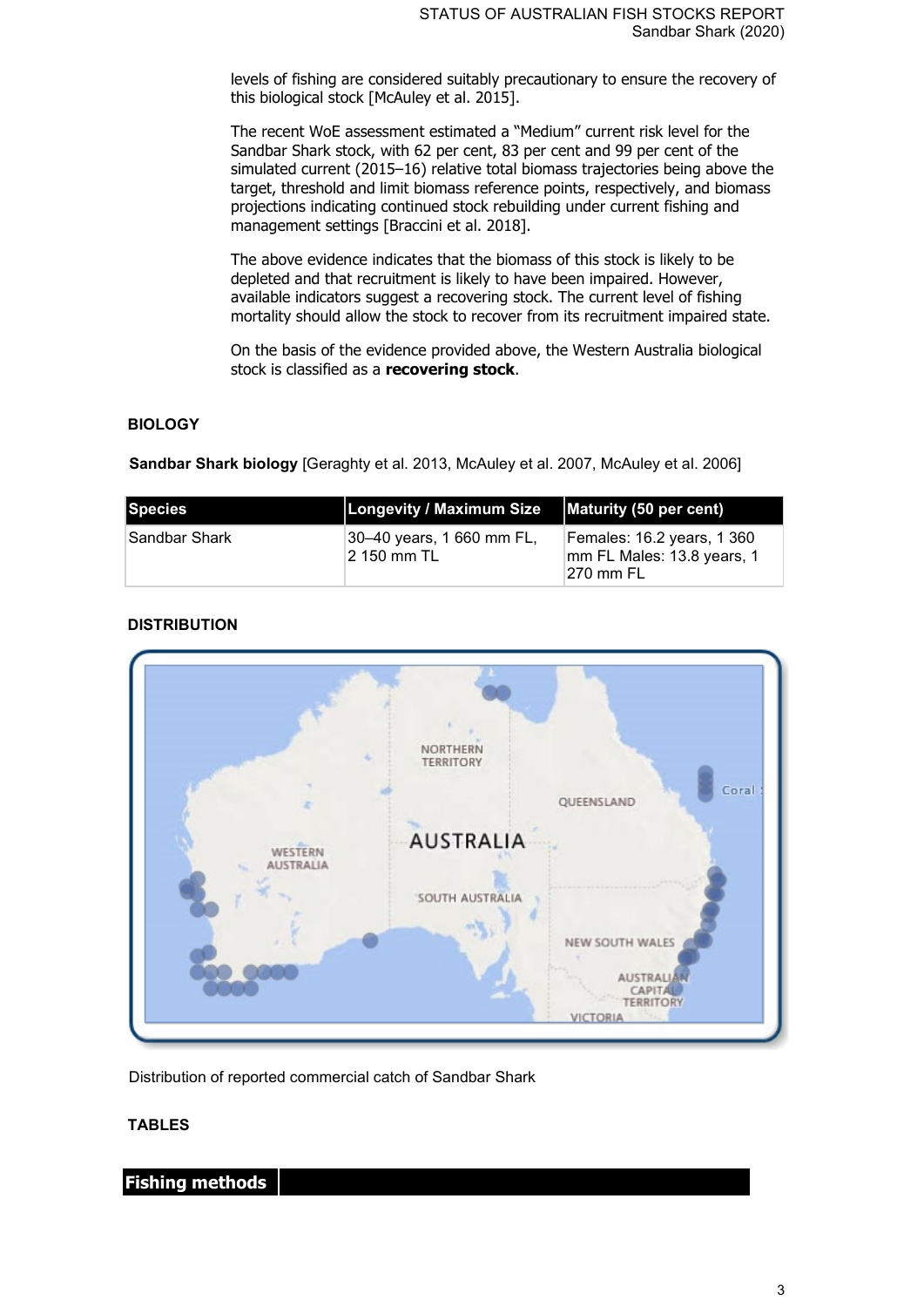levels of fishing are considered suitably precautionary to ensure the recovery of this biological stock [McAuley et al. 2015].

The recent WoE assessment estimated a "Medium" current risk level for the Sandbar Shark stock, with 62 per cent, 83 per cent and 99 per cent of the simulated current (2015–16) relative total biomass trajectories being above the target, threshold and limit biomass reference points, respectively, and biomass projections indicating continued stock rebuilding under current fishing and management settings [Braccini et al. 2018].

The above evidence indicates that the biomass of this stock is likely to be depleted and that recruitment is likely to have been impaired. However, available indicators suggest a recovering stock. The current level of fishing mortality should allow the stock to recover from its recruitment impaired state.

On the basis of the evidence provided above, the Western Australia biological stock is classified as a **recovering stock**.

## BIOLOGY

**Sandbar Shark biology** [Geraghty et al. 2013, McAuley et al. 2007, McAuley et al. 2006]

| Species | Longevity / Maximum Size | Maturity (50 per cent) |
|---|---|---|
| Sandbar Shark | 30–40 years, 1 660 mm FL, 2 150 mm TL | Females: 16.2 years, 1 360 mm FL Males: 13.8 years, 1 270 mm FL |

## DISTRIBUTION

Distribution of reported commercial catch of Sandbar Shark

## TABLES

| Fishing methods | |
|---|---|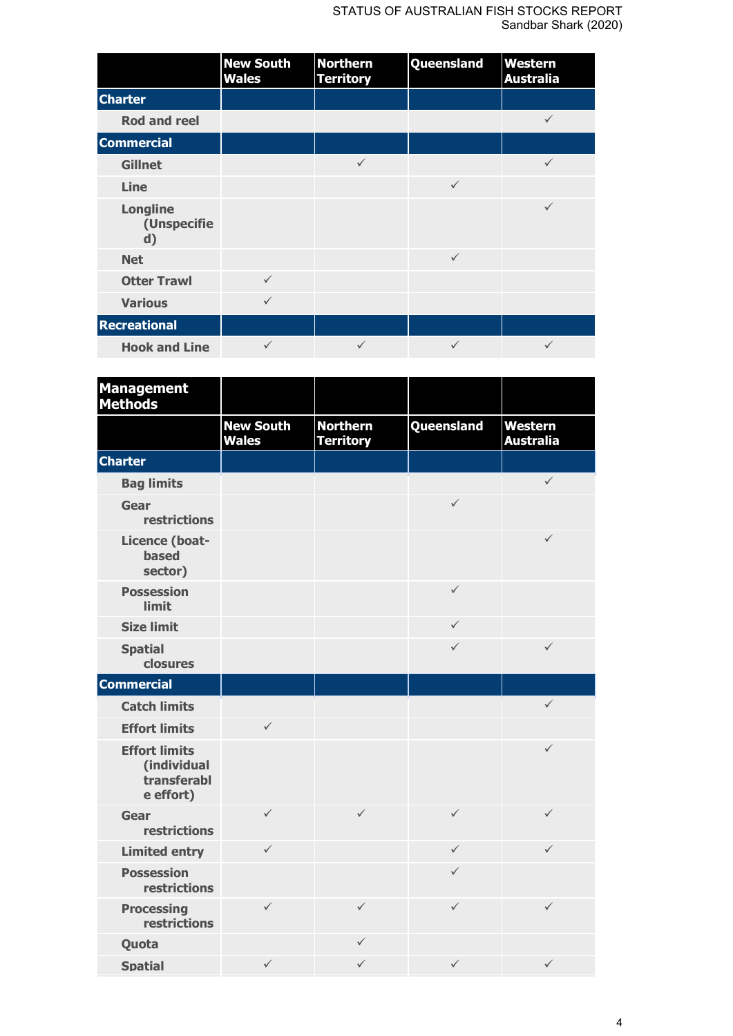| | New South Wales | Northern Territory | Queensland | Western Australia |
|---|---|---|---|---|
| **Charter** | | | | |
| Rod and reel | | | | ✓ |
| **Commercial** | | | | |
| Gillnet | | ✓ | | ✓ |
| Line | | | ✓ | |
| Longline (Unspecified) | | | | ✓ |
| Net | | | ✓ | |
| Otter Trawl | ✓ | | | |
| Various | ✓ | | | |
| **Recreational** | | | | |
| Hook and Line | ✓ | ✓ | ✓ | ✓ |

| Management Methods | | | | |
|---|---|---|---|---|
| | New South Wales | Northern Territory | Queensland | Western Australia |
| **Charter** | | | | |
| Bag limits | | | | ✓ |
| Gear restrictions | | | ✓ | |
| Licence (boat-based sector) | | | | ✓ |
| Possession limit | | | ✓ | |
| Size limit | | | ✓ | |
| Spatial closures | | | ✓ | ✓ |
| **Commercial** | | | | |
| Catch limits | | | | ✓ |
| Effort limits | ✓ | | | |
| Effort limits (individual transferable effort) | | | | ✓ |
| Gear restrictions | ✓ | ✓ | ✓ | ✓ |
| Limited entry | ✓ | | ✓ | ✓ |
| Possession restrictions | | | ✓ | |
| Processing restrictions | ✓ | ✓ | ✓ | ✓ |
| Quota | | ✓ | | |
| Spatial | ✓ | ✓ | ✓ | ✓ |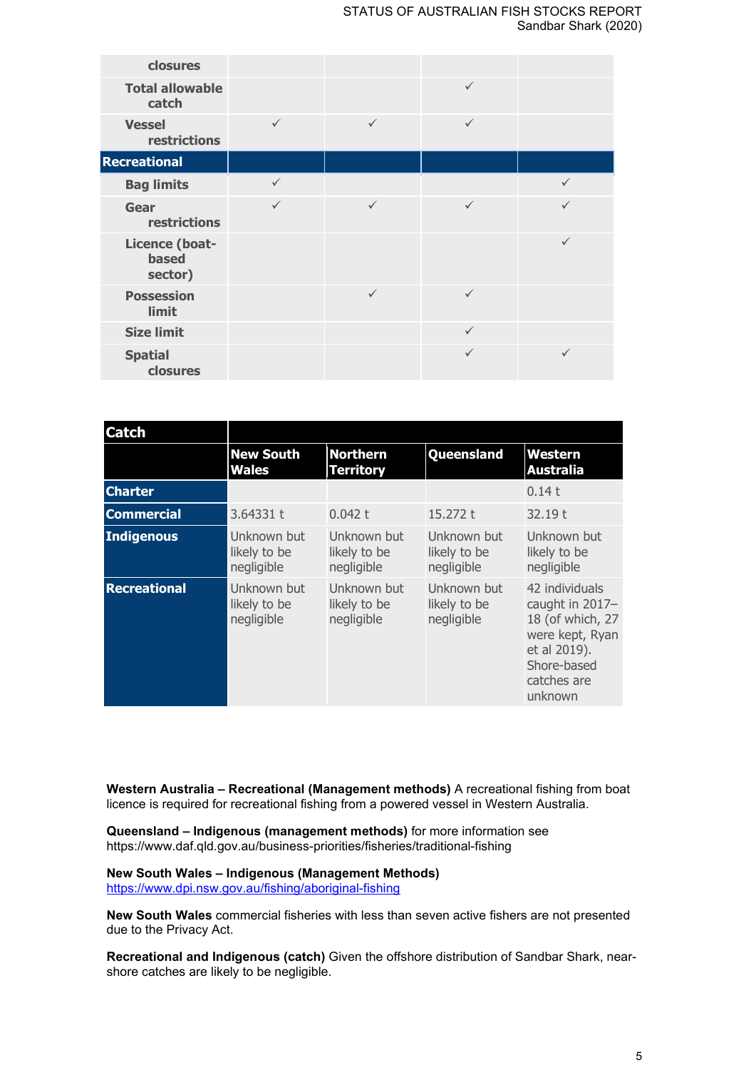| | | | | |
|---|---|---|---|---|
| closures | | | | |
| Total allowable catch | | | ✓ | |
| Vessel restrictions | ✓ | ✓ | ✓ | |
| **Recreational** | | | | |
| Bag limits | ✓ | | | ✓ |
| Gear restrictions | ✓ | ✓ | ✓ | ✓ |
| Licence (boat-based sector) | | | | ✓ |
| Possession limit | | ✓ | ✓ | |
| Size limit | | | ✓ | |
| Spatial closures | | | ✓ | ✓ |

| Catch | New South Wales | Northern Territory | Queensland | Western Australia |
|---|---|---|---|---|
| **Charter** | | | | 0.14 t |
| **Commercial** | 3.64331 t | 0.042 t | 15.272 t | 32.19 t |
| **Indigenous** | Unknown but likely to be negligible | Unknown but likely to be negligible | Unknown but likely to be negligible | Unknown but likely to be negligible |
| **Recreational** | Unknown but likely to be negligible | Unknown but likely to be negligible | Unknown but likely to be negligible | 42 individuals caught in 2017–18 (of which, 27 were kept, Ryan et al 2019). Shore-based catches are unknown |

**Western Australia – Recreational (Management methods)** A recreational fishing from boat licence is required for recreational fishing from a powered vessel in Western Australia.

**Queensland – Indigenous (management methods)** for more information see https://www.daf.qld.gov.au/business-priorities/fisheries/traditional-fishing

**New South Wales – Indigenous (Management Methods)**
https://www.dpi.nsw.gov.au/fishing/aboriginal-fishing

**New South Wales** commercial fisheries with less than seven active fishers are not presented due to the Privacy Act.

**Recreational and Indigenous (catch)** Given the offshore distribution of Sandbar Shark, near-shore catches are likely to be negligible.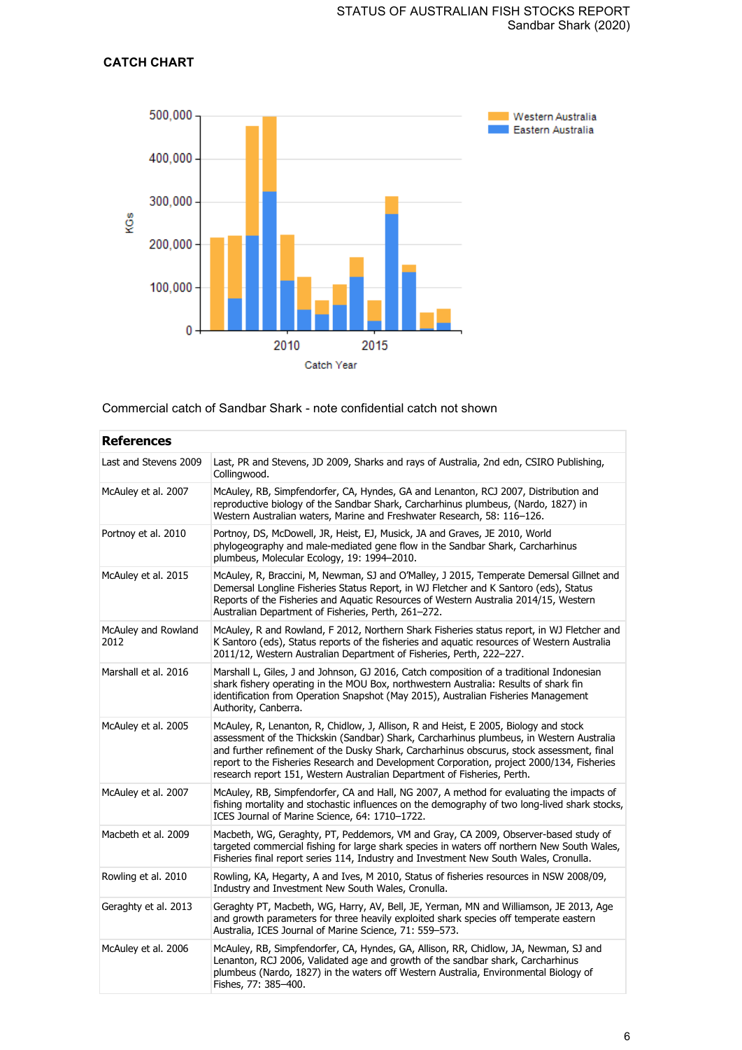## CATCH CHART

Commercial catch of Sandbar Shark - note confidential catch not shown

| References | |
|---|---|
| Last and Stevens 2009 | Last, PR and Stevens, JD 2009, Sharks and rays of Australia, 2nd edn, CSIRO Publishing, Collingwood. |
| McAuley et al. 2007 | McAuley, RB, Simpfendorfer, CA, Hyndes, GA and Lenanton, RCJ 2007, Distribution and reproductive biology of the Sandbar Shark, Carcharhinus plumbeus, (Nardo, 1827) in Western Australian waters, Marine and Freshwater Research, 58: 116–126. |
| Portnoy et al. 2010 | Portnoy, DS, McDowell, JR, Heist, EJ, Musick, JA and Graves, JE 2010, World phylogeography and male-mediated gene flow in the Sandbar Shark, Carcharhinus plumbeus, Molecular Ecology, 19: 1994–2010. |
| McAuley et al. 2015 | McAuley, R, Braccini, M, Newman, SJ and O'Malley, J 2015, Temperate Demersal Gillnet and Demersal Longline Fisheries Status Report, in WJ Fletcher and K Santoro (eds), Status Reports of the Fisheries and Aquatic Resources of Western Australia 2014/15, Western Australian Department of Fisheries, Perth, 261–272. |
| McAuley and Rowland 2012 | McAuley, R and Rowland, F 2012, Northern Shark Fisheries status report, in WJ Fletcher and K Santoro (eds), Status reports of the fisheries and aquatic resources of Western Australia 2011/12, Western Australian Department of Fisheries, Perth, 222–227. |
| Marshall et al. 2016 | Marshall L, Giles, J and Johnson, GJ 2016, Catch composition of a traditional Indonesian shark fishery operating in the MOU Box, northwestern Australia: Results of shark fin identification from Operation Snapshot (May 2015), Australian Fisheries Management Authority, Canberra. |
| McAuley et al. 2005 | McAuley, R, Lenanton, R, Chidlow, J, Allison, R and Heist, E 2005, Biology and stock assessment of the Thickskin (Sandbar) Shark, Carcharhinus plumbeus, in Western Australia and further refinement of the Dusky Shark, Carcharhinus obscurus, stock assessment, final report to the Fisheries Research and Development Corporation, project 2000/134, Fisheries research report 151, Western Australian Department of Fisheries, Perth. |
| McAuley et al. 2007 | McAuley, RB, Simpfendorfer, CA and Hall, NG 2007, A method for evaluating the impacts of fishing mortality and stochastic influences on the demography of two long-lived shark stocks, ICES Journal of Marine Science, 64: 1710–1722. |
| Macbeth et al. 2009 | Macbeth, WG, Geraghty, PT, Peddemors, VM and Gray, CA 2009, Observer-based study of targeted commercial fishing for large shark species in waters off northern New South Wales, Fisheries final report series 114, Industry and Investment New South Wales, Cronulla. |
| Rowling et al. 2010 | Rowling, KA, Hegarty, A and Ives, M 2010, Status of fisheries resources in NSW 2008/09, Industry and Investment New South Wales, Cronulla. |
| Geraghty et al. 2013 | Geraghty PT, Macbeth, WG, Harry, AV, Bell, JE, Yerman, MN and Williamson, JE 2013, Age and growth parameters for three heavily exploited shark species off temperate eastern Australia, ICES Journal of Marine Science, 71: 559–573. |
| McAuley et al. 2006 | McAuley, RB, Simpfendorfer, CA, Hyndes, GA, Allison, RR, Chidlow, JA, Newman, SJ and Lenanton, RCJ 2006, Validated age and growth of the sandbar shark, Carcharhinus plumbeus (Nardo, 1827) in the waters off Western Australia, Environmental Biology of Fishes, 77: 385–400. |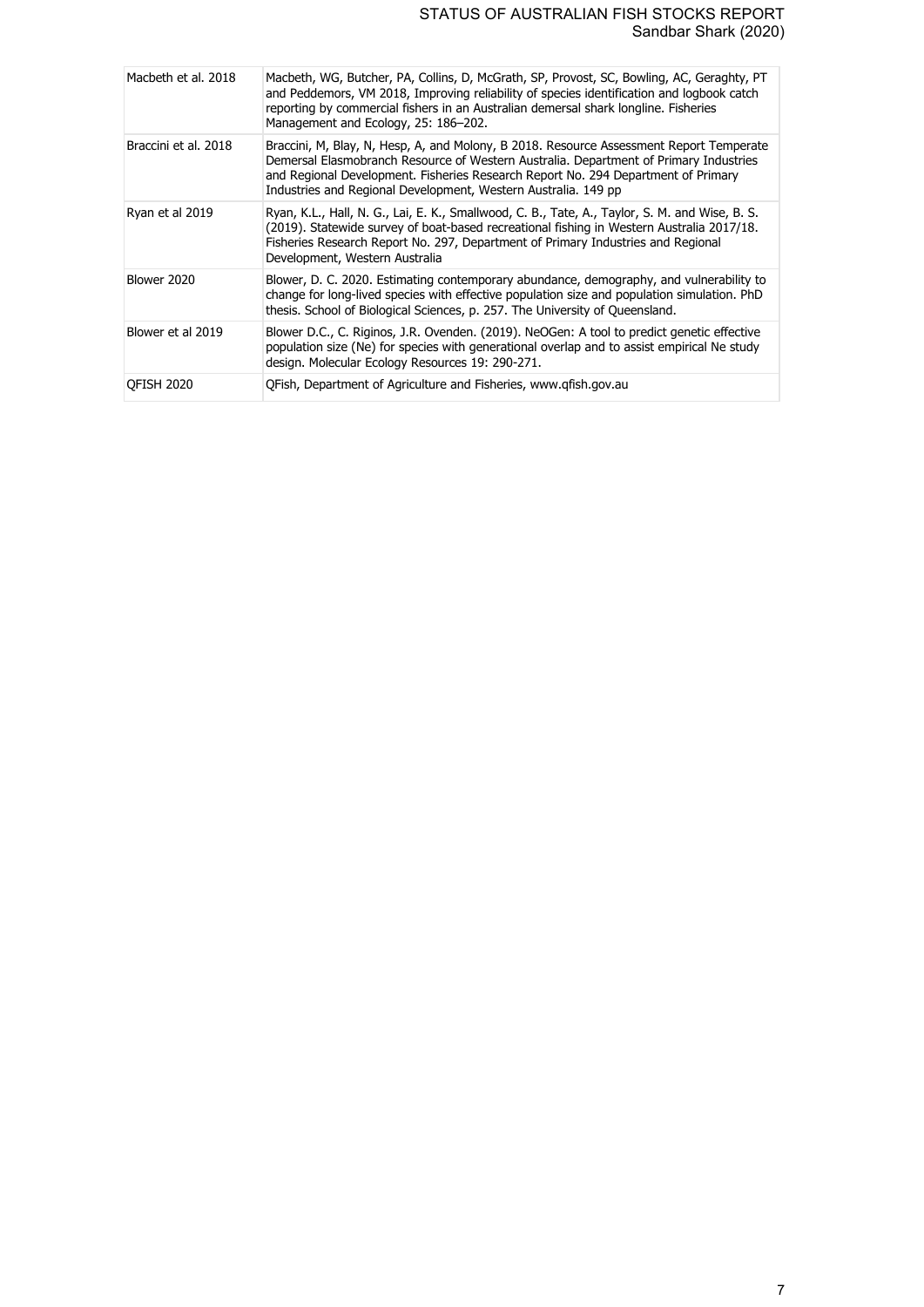| | |
|---|---|
| Macbeth et al. 2018 | Macbeth, WG, Butcher, PA, Collins, D, McGrath, SP, Provost, SC, Bowling, AC, Geraghty, PT and Peddemors, VM 2018, Improving reliability of species identification and logbook catch reporting by commercial fishers in an Australian demersal shark longline. Fisheries Management and Ecology, 25: 186–202. |
| Braccini et al. 2018 | Braccini, M, Blay, N, Hesp, A, and Molony, B 2018. Resource Assessment Report Temperate Demersal Elasmobranch Resource of Western Australia. Department of Primary Industries and Regional Development. Fisheries Research Report No. 294 Department of Primary Industries and Regional Development, Western Australia. 149 pp |
| Ryan et al 2019 | Ryan, K.L., Hall, N. G., Lai, E. K., Smallwood, C. B., Tate, A., Taylor, S. M. and Wise, B. S. (2019). Statewide survey of boat-based recreational fishing in Western Australia 2017/18. Fisheries Research Report No. 297, Department of Primary Industries and Regional Development, Western Australia |
| Blower 2020 | Blower, D. C. 2020. Estimating contemporary abundance, demography, and vulnerability to change for long-lived species with effective population size and population simulation. PhD thesis. School of Biological Sciences, p. 257. The University of Queensland. |
| Blower et al 2019 | Blower D.C., C. Riginos, J.R. Ovenden. (2019). NeOGen: A tool to predict genetic effective population size (Ne) for species with generational overlap and to assist empirical Ne study design. Molecular Ecology Resources 19: 290-271. |
| QFISH 2020 | QFish, Department of Agriculture and Fisheries, www.qfish.gov.au |